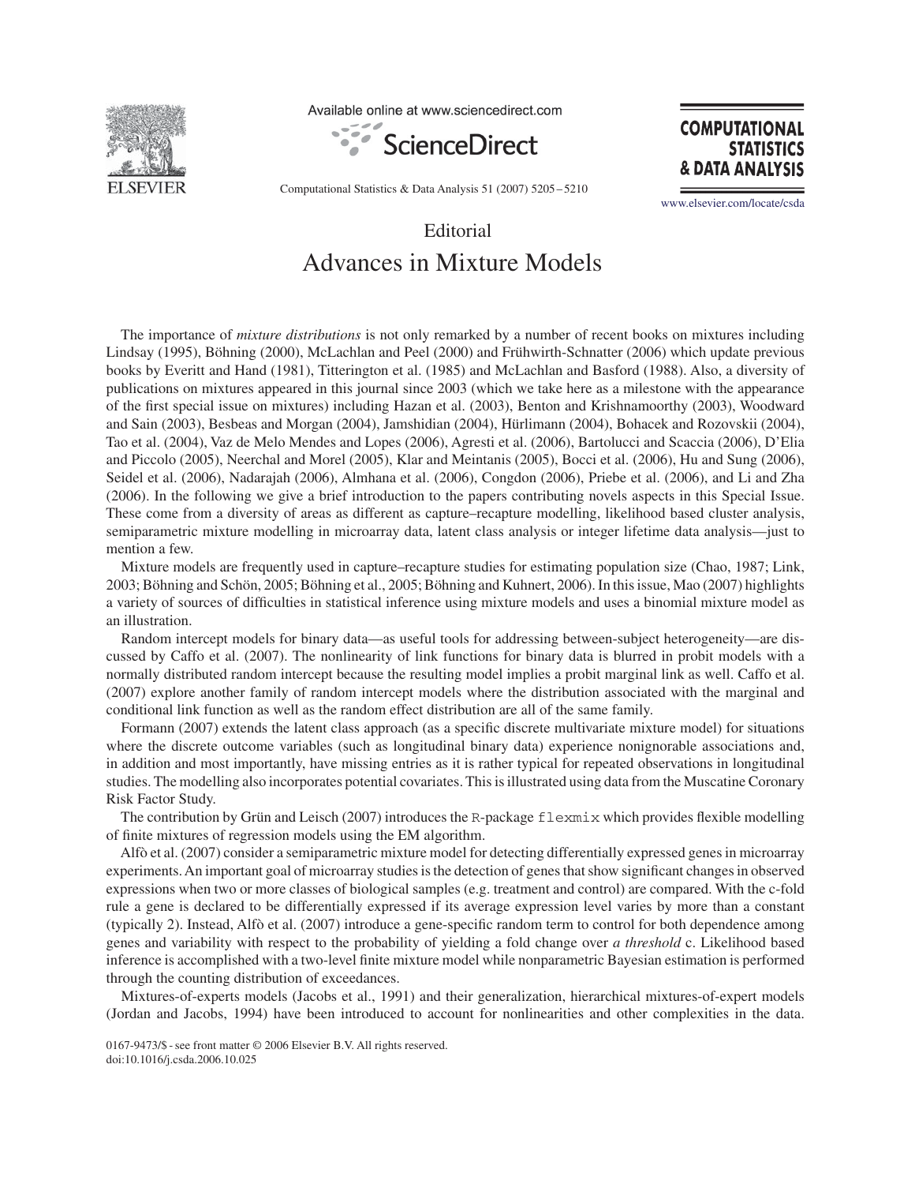Editorial

# Advances in Mixture Models

The importance of *mixture distributions* is not only remarked by a number of recent books on mixtures including Lindsay (1995), Böhning (2000), McLachlan and Peel (2000) and Frühwirth-Schnatter (2006) which update previous books by Everitt and Hand (1981), Titterington et al. (1985) and McLachlan and Basford (1988). Also, a diversity of publications on mixtures appeared in this journal since 2003 (which we take here as a milestone with the appearance of the first special issue on mixtures) including Hazan et al. (2003), Benton and Krishnamoorthy (2003), Woodward and Sain (2003), Besbeas and Morgan (2004), Jamshidian (2004), Hürlimann (2004), Bohacek and Rozovskii (2004), Tao et al. (2004), Vaz de Melo Mendes and Lopes (2006), Agresti et al. (2006), Bartolucci and Scaccia (2006), D'Elia and Piccolo (2005), Neerchal and Morel (2005), Klar and Meintanis (2005), Bocci et al. (2006), Hu and Sung (2006), Seidel et al. (2006), Nadarajah (2006), Almhana et al. (2006), Congdon (2006), Priebe et al. (2006), and Li and Zha (2006). In the following we give a brief introduction to the papers contributing novels aspects in this Special Issue. These come from a diversity of areas as different as capture–recapture modelling, likelihood based cluster analysis, semiparametric mixture modelling in microarray data, latent class analysis or integer lifetime data analysis—just to mention a few.

Mixture models are frequently used in capture–recapture studies for estimating population size (Chao, 1987; Link, 2003; Böhning and Schön, 2005; Böhning et al., 2005; Böhning and Kuhnert, 2006). In this issue, Mao (2007) highlights a variety of sources of difficulties in statistical inference using mixture models and uses a binomial mixture model as an illustration.

Random intercept models for binary data—as useful tools for addressing between-subject heterogeneity—are discussed by Caffo et al. (2007). The nonlinearity of link functions for binary data is blurred in probit models with a normally distributed random intercept because the resulting model implies a probit marginal link as well. Caffo et al. (2007) explore another family of random intercept models where the distribution associated with the marginal and conditional link function as well as the random effect distribution are all of the same family.

Formann (2007) extends the latent class approach (as a specific discrete multivariate mixture model) for situations where the discrete outcome variables (such as longitudinal binary data) experience nonignorable associations and, in addition and most importantly, have missing entries as it is rather typical for repeated observations in longitudinal studies. The modelling also incorporates potential covariates. This is illustrated using data from the Muscatine Coronary Risk Factor Study.

The contribution by Grün and Leisch (2007) introduces the R-package `flexmix` which provides flexible modelling of finite mixtures of regression models using the EM algorithm.

Alfò et al. (2007) consider a semiparametric mixture model for detecting differentially expressed genes in microarray experiments. An important goal of microarray studies is the detection of genes that show significant changes in observed expressions when two or more classes of biological samples (e.g. treatment and control) are compared. With the c-fold rule a gene is declared to be differentially expressed if its average expression level varies by more than a constant (typically 2). Instead, Alfò et al. (2007) introduce a gene-specific random term to control for both dependence among genes and variability with respect to the probability of yielding a fold change over *a threshold* c. Likelihood based inference is accomplished with a two-level finite mixture model while nonparametric Bayesian estimation is performed through the counting distribution of exceedances.

Mixtures-of-experts models (Jacobs et al., 1991) and their generalization, hierarchical mixtures-of-expert models (Jordan and Jacobs, 1994) have been introduced to account for nonlinearities and other complexities in the data.

0167-9473/$ - see front matter © 2006 Elsevier B.V. All rights reserved.
doi:10.1016/j.csda.2006.10.025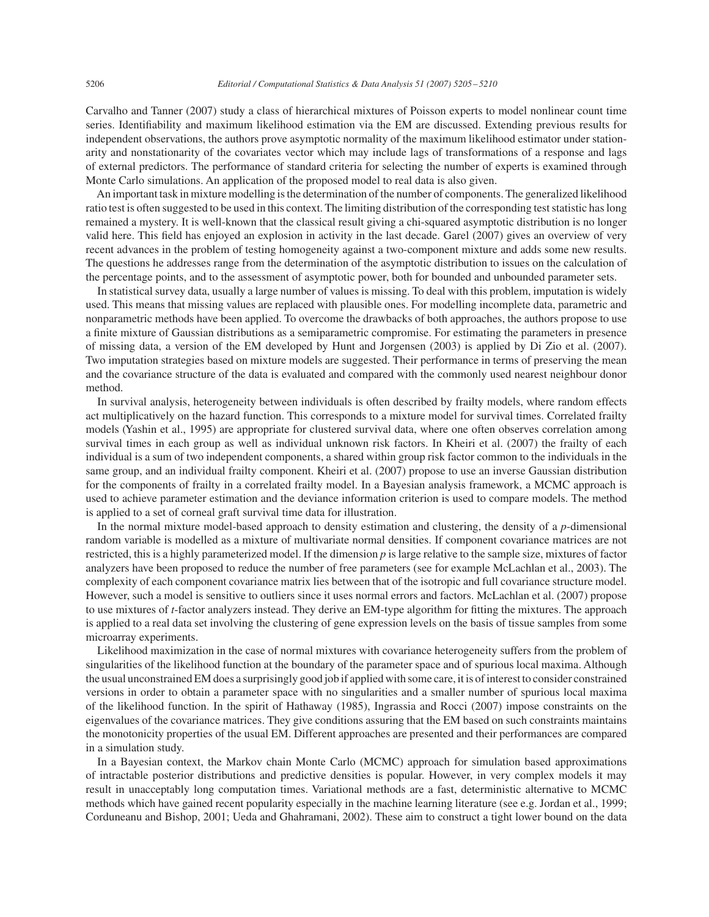Carvalho and Tanner (2007) study a class of hierarchical mixtures of Poisson experts to model nonlinear count time series. Identifiability and maximum likelihood estimation via the EM are discussed. Extending previous results for independent observations, the authors prove asymptotic normality of the maximum likelihood estimator under stationarity and nonstationarity of the covariates vector which may include lags of transformations of a response and lags of external predictors. The performance of standard criteria for selecting the number of experts is examined through Monte Carlo simulations. An application of the proposed model to real data is also given.

An important task in mixture modelling is the determination of the number of components. The generalized likelihood ratio test is often suggested to be used in this context. The limiting distribution of the corresponding test statistic has long remained a mystery. It is well-known that the classical result giving a chi-squared asymptotic distribution is no longer valid here. This field has enjoyed an explosion in activity in the last decade. Garel (2007) gives an overview of very recent advances in the problem of testing homogeneity against a two-component mixture and adds some new results. The questions he addresses range from the determination of the asymptotic distribution to issues on the calculation of the percentage points, and to the assessment of asymptotic power, both for bounded and unbounded parameter sets.

In statistical survey data, usually a large number of values is missing. To deal with this problem, imputation is widely used. This means that missing values are replaced with plausible ones. For modelling incomplete data, parametric and nonparametric methods have been applied. To overcome the drawbacks of both approaches, the authors propose to use a finite mixture of Gaussian distributions as a semiparametric compromise. For estimating the parameters in presence of missing data, a version of the EM developed by Hunt and Jorgensen (2003) is applied by Di Zio et al. (2007). Two imputation strategies based on mixture models are suggested. Their performance in terms of preserving the mean and the covariance structure of the data is evaluated and compared with the commonly used nearest neighbour donor method.

In survival analysis, heterogeneity between individuals is often described by frailty models, where random effects act multiplicatively on the hazard function. This corresponds to a mixture model for survival times. Correlated frailty models (Yashin et al., 1995) are appropriate for clustered survival data, where one often observes correlation among survival times in each group as well as individual unknown risk factors. In Kheiri et al. (2007) the frailty of each individual is a sum of two independent components, a shared within group risk factor common to the individuals in the same group, and an individual frailty component. Kheiri et al. (2007) propose to use an inverse Gaussian distribution for the components of frailty in a correlated frailty model. In a Bayesian analysis framework, a MCMC approach is used to achieve parameter estimation and the deviance information criterion is used to compare models. The method is applied to a set of corneal graft survival time data for illustration.

In the normal mixture model-based approach to density estimation and clustering, the density of a $p$-dimensional random variable is modelled as a mixture of multivariate normal densities. If component covariance matrices are not restricted, this is a highly parameterized model. If the dimension $p$ is large relative to the sample size, mixtures of factor analyzers have been proposed to reduce the number of free parameters (see for example McLachlan et al., 2003). The complexity of each component covariance matrix lies between that of the isotropic and full covariance structure model. However, such a model is sensitive to outliers since it uses normal errors and factors. McLachlan et al. (2007) propose to use mixtures of $t$-factor analyzers instead. They derive an EM-type algorithm for fitting the mixtures. The approach is applied to a real data set involving the clustering of gene expression levels on the basis of tissue samples from some microarray experiments.

Likelihood maximization in the case of normal mixtures with covariance heterogeneity suffers from the problem of singularities of the likelihood function at the boundary of the parameter space and of spurious local maxima. Although the usual unconstrained EM does a surprisingly good job if applied with some care, it is of interest to consider constrained versions in order to obtain a parameter space with no singularities and a smaller number of spurious local maxima of the likelihood function. In the spirit of Hathaway (1985), Ingrassia and Rocci (2007) impose constraints on the eigenvalues of the covariance matrices. They give conditions assuring that the EM based on such constraints maintains the monotonicity properties of the usual EM. Different approaches are presented and their performances are compared in a simulation study.

In a Bayesian context, the Markov chain Monte Carlo (MCMC) approach for simulation based approximations of intractable posterior distributions and predictive densities is popular. However, in very complex models it may result in unacceptably long computation times. Variational methods are a fast, deterministic alternative to MCMC methods which have gained recent popularity especially in the machine learning literature (see e.g. Jordan et al., 1999; Corduneanu and Bishop, 2001; Ueda and Ghahramani, 2002). These aim to construct a tight lower bound on the data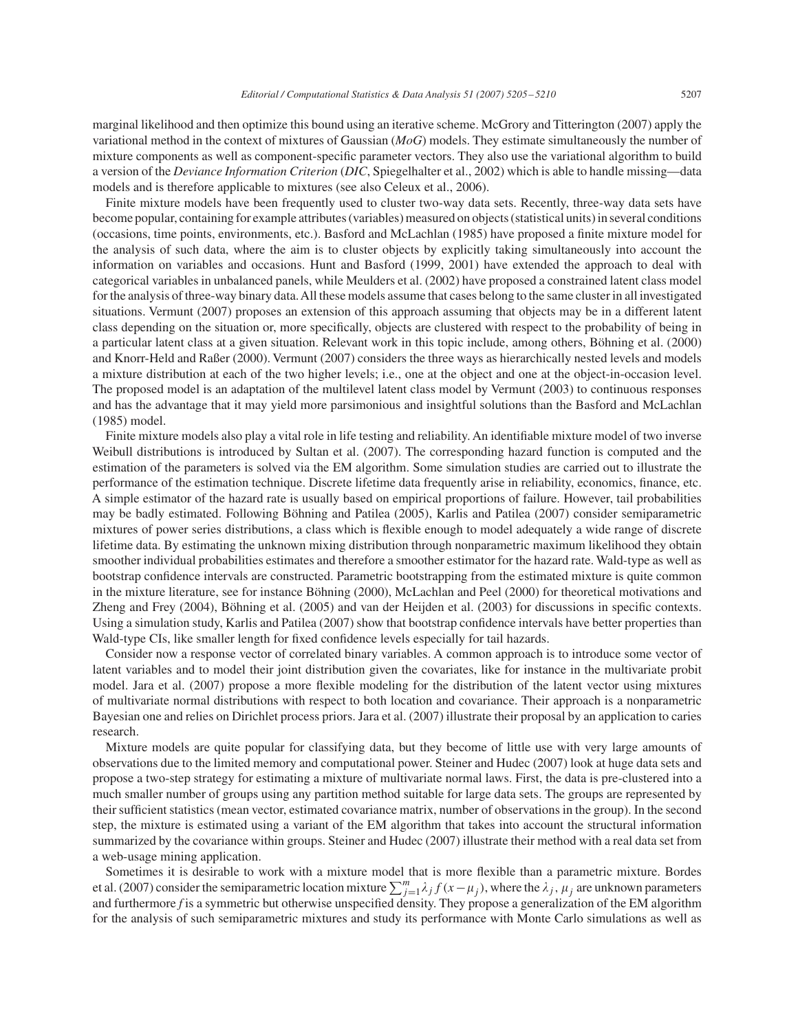marginal likelihood and then optimize this bound using an iterative scheme. McGrory and Titterington (2007) apply the variational method in the context of mixtures of Gaussian (*MoG*) models. They estimate simultaneously the number of mixture components as well as component-specific parameter vectors. They also use the variational algorithm to build a version of the *Deviance Information Criterion* (*DIC*, Spiegelhalter et al., 2002) which is able to handle missing—data models and is therefore applicable to mixtures (see also Celeux et al., 2006).

Finite mixture models have been frequently used to cluster two-way data sets. Recently, three-way data sets have become popular, containing for example attributes (variables) measured on objects (statistical units) in several conditions (occasions, time points, environments, etc.). Basford and McLachlan (1985) have proposed a finite mixture model for the analysis of such data, where the aim is to cluster objects by explicitly taking simultaneously into account the information on variables and occasions. Hunt and Basford (1999, 2001) have extended the approach to deal with categorical variables in unbalanced panels, while Meulders et al. (2002) have proposed a constrained latent class model for the analysis of three-way binary data. All these models assume that cases belong to the same cluster in all investigated situations. Vermunt (2007) proposes an extension of this approach assuming that objects may be in a different latent class depending on the situation or, more specifically, objects are clustered with respect to the probability of being in a particular latent class at a given situation. Relevant work in this topic include, among others, Böhning et al. (2000) and Knorr-Held and Raßer (2000). Vermunt (2007) considers the three ways as hierarchically nested levels and models a mixture distribution at each of the two higher levels; i.e., one at the object and one at the object-in-occasion level. The proposed model is an adaptation of the multilevel latent class model by Vermunt (2003) to continuous responses and has the advantage that it may yield more parsimonious and insightful solutions than the Basford and McLachlan (1985) model.

Finite mixture models also play a vital role in life testing and reliability. An identifiable mixture model of two inverse Weibull distributions is introduced by Sultan et al. (2007). The corresponding hazard function is computed and the estimation of the parameters is solved via the EM algorithm. Some simulation studies are carried out to illustrate the performance of the estimation technique. Discrete lifetime data frequently arise in reliability, economics, finance, etc. A simple estimator of the hazard rate is usually based on empirical proportions of failure. However, tail probabilities may be badly estimated. Following Böhning and Patilea (2005), Karlis and Patilea (2007) consider semiparametric mixtures of power series distributions, a class which is flexible enough to model adequately a wide range of discrete lifetime data. By estimating the unknown mixing distribution through nonparametric maximum likelihood they obtain smoother individual probabilities estimates and therefore a smoother estimator for the hazard rate. Wald-type as well as bootstrap confidence intervals are constructed. Parametric bootstrapping from the estimated mixture is quite common in the mixture literature, see for instance Böhning (2000), McLachlan and Peel (2000) for theoretical motivations and Zheng and Frey (2004), Böhning et al. (2005) and van der Heijden et al. (2003) for discussions in specific contexts. Using a simulation study, Karlis and Patilea (2007) show that bootstrap confidence intervals have better properties than Wald-type CIs, like smaller length for fixed confidence levels especially for tail hazards.

Consider now a response vector of correlated binary variables. A common approach is to introduce some vector of latent variables and to model their joint distribution given the covariates, like for instance in the multivariate probit model. Jara et al. (2007) propose a more flexible modeling for the distribution of the latent vector using mixtures of multivariate normal distributions with respect to both location and covariance. Their approach is a nonparametric Bayesian one and relies on Dirichlet process priors. Jara et al. (2007) illustrate their proposal by an application to caries research.

Mixture models are quite popular for classifying data, but they become of little use with very large amounts of observations due to the limited memory and computational power. Steiner and Hudec (2007) look at huge data sets and propose a two-step strategy for estimating a mixture of multivariate normal laws. First, the data is pre-clustered into a much smaller number of groups using any partition method suitable for large data sets. The groups are represented by their sufficient statistics (mean vector, estimated covariance matrix, number of observations in the group). In the second step, the mixture is estimated using a variant of the EM algorithm that takes into account the structural information summarized by the covariance within groups. Steiner and Hudec (2007) illustrate their method with a real data set from a web-usage mining application.

Sometimes it is desirable to work with a mixture model that is more flexible than a parametric mixture. Bordes et al. (2007) consider the semiparametric location mixture $\sum_{j=1}^{m} \lambda_j f(x - \mu_j)$, where the $\lambda_j$, $\mu_j$ are unknown parameters and furthermore $f$ is a symmetric but otherwise unspecified density. They propose a generalization of the EM algorithm for the analysis of such semiparametric mixtures and study its performance with Monte Carlo simulations as well as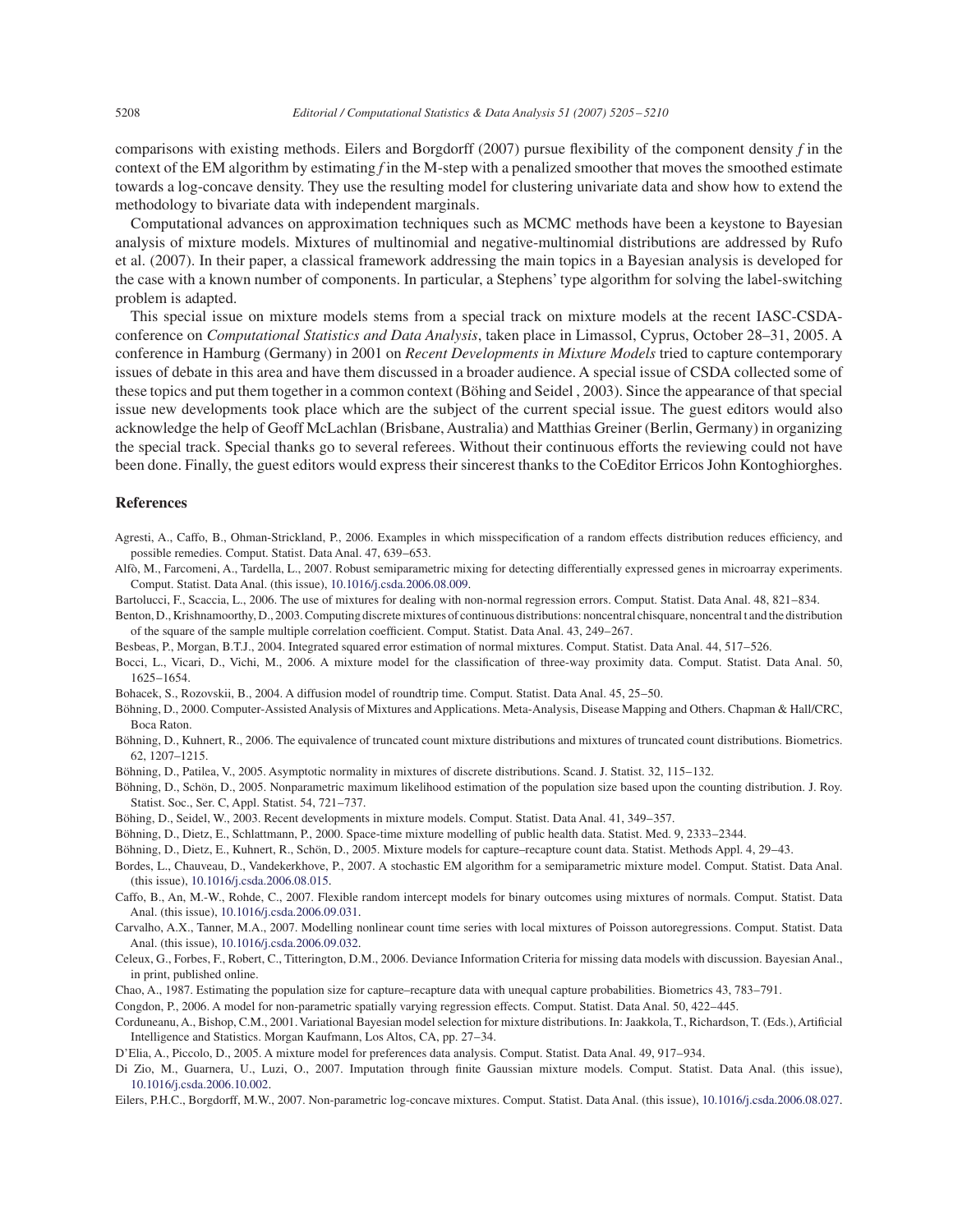comparisons with existing methods. Eilers and Borgdorff (2007) pursue flexibility of the component density *f* in the context of the EM algorithm by estimating *f* in the M-step with a penalized smoother that moves the smoothed estimate towards a log-concave density. They use the resulting model for clustering univariate data and show how to extend the methodology to bivariate data with independent marginals.

Computational advances on approximation techniques such as MCMC methods have been a keystone to Bayesian analysis of mixture models. Mixtures of multinomial and negative-multinomial distributions are addressed by Rufo et al. (2007). In their paper, a classical framework addressing the main topics in a Bayesian analysis is developed for the case with a known number of components. In particular, a Stephens' type algorithm for solving the label-switching problem is adapted.

This special issue on mixture models stems from a special track on mixture models at the recent IASC-CSDA-conference on *Computational Statistics and Data Analysis*, taken place in Limassol, Cyprus, October 28–31, 2005. A conference in Hamburg (Germany) in 2001 on *Recent Developments in Mixture Models* tried to capture contemporary issues of debate in this area and have them discussed in a broader audience. A special issue of CSDA collected some of these topics and put them together in a common context (Böhing and Seidel , 2003). Since the appearance of that special issue new developments took place which are the subject of the current special issue. The guest editors would also acknowledge the help of Geoff McLachlan (Brisbane, Australia) and Matthias Greiner (Berlin, Germany) in organizing the special track. Special thanks go to several referees. Without their continuous efforts the reviewing could not have been done. Finally, the guest editors would express their sincerest thanks to the CoEditor Erricos John Kontoghiorghes.

## References

Agresti, A., Caffo, B., Ohman-Strickland, P., 2006. Examples in which misspecification of a random effects distribution reduces efficiency, and possible remedies. Comput. Statist. Data Anal. 47, 639–653.

Alfò, M., Farcomeni, A., Tardella, L., 2007. Robust semiparametric mixing for detecting differentially expressed genes in microarray experiments. Comput. Statist. Data Anal. (this issue), 10.1016/j.csda.2006.08.009.

Bartolucci, F., Scaccia, L., 2006. The use of mixtures for dealing with non-normal regression errors. Comput. Statist. Data Anal. 48, 821–834.

Benton, D., Krishnamoorthy, D., 2003. Computing discrete mixtures of continuous distributions: noncentral chisquare, noncentral t and the distribution of the square of the sample multiple correlation coefficient. Comput. Statist. Data Anal. 43, 249–267.

Besbeas, P., Morgan, B.T.J., 2004. Integrated squared error estimation of normal mixtures. Comput. Statist. Data Anal. 44, 517–526.

Bocci, L., Vicari, D., Vichi, M., 2006. A mixture model for the classification of three-way proximity data. Comput. Statist. Data Anal. 50, 1625–1654.

Bohacek, S., Rozovskii, B., 2004. A diffusion model of roundtrip time. Comput. Statist. Data Anal. 45, 25–50.

Böhning, D., 2000. Computer-Assisted Analysis of Mixtures and Applications. Meta-Analysis, Disease Mapping and Others. Chapman & Hall/CRC, Boca Raton.

Böhning, D., Kuhnert, R., 2006. The equivalence of truncated count mixture distributions and mixtures of truncated count distributions. Biometrics. 62, 1207–1215.

Böhning, D., Patilea, V., 2005. Asymptotic normality in mixtures of discrete distributions. Scand. J. Statist. 32, 115–132.

Böhning, D., Schön, D., 2005. Nonparametric maximum likelihood estimation of the population size based upon the counting distribution. J. Roy. Statist. Soc., Ser. C, Appl. Statist. 54, 721–737.

Böhing, D., Seidel, W., 2003. Recent developments in mixture models. Comput. Statist. Data Anal. 41, 349–357.

Böhning, D., Dietz, E., Schlattmann, P., 2000. Space-time mixture modelling of public health data. Statist. Med. 9, 2333–2344.

Böhning, D., Dietz, E., Kuhnert, R., Schön, D., 2005. Mixture models for capture–recapture count data. Statist. Methods Appl. 4, 29–43.

Bordes, L., Chauveau, D., Vandekerkhove, P., 2007. A stochastic EM algorithm for a semiparametric mixture model. Comput. Statist. Data Anal. (this issue), 10.1016/j.csda.2006.08.015.

Caffo, B., An, M.-W., Rohde, C., 2007. Flexible random intercept models for binary outcomes using mixtures of normals. Comput. Statist. Data Anal. (this issue), 10.1016/j.csda.2006.09.031.

Carvalho, A.X., Tanner, M.A., 2007. Modelling nonlinear count time series with local mixtures of Poisson autoregressions. Comput. Statist. Data Anal. (this issue), 10.1016/j.csda.2006.09.032.

Celeux, G., Forbes, F., Robert, C., Titterington, D.M., 2006. Deviance Information Criteria for missing data models with discussion. Bayesian Anal., in print, published online.

Chao, A., 1987. Estimating the population size for capture–recapture data with unequal capture probabilities. Biometrics 43, 783–791.

Congdon, P., 2006. A model for non-parametric spatially varying regression effects. Comput. Statist. Data Anal. 50, 422–445.

Corduneanu, A., Bishop, C.M., 2001. Variational Bayesian model selection for mixture distributions. In: Jaakkola, T., Richardson, T. (Eds.), Artificial Intelligence and Statistics. Morgan Kaufmann, Los Altos, CA, pp. 27–34.

D'Elia, A., Piccolo, D., 2005. A mixture model for preferences data analysis. Comput. Statist. Data Anal. 49, 917–934.

Di Zio, M., Guarnera, U., Luzi, O., 2007. Imputation through finite Gaussian mixture models. Comput. Statist. Data Anal. (this issue), 10.1016/j.csda.2006.10.002.

Eilers, P.H.C., Borgdorff, M.W., 2007. Non-parametric log-concave mixtures. Comput. Statist. Data Anal. (this issue), 10.1016/j.csda.2006.08.027.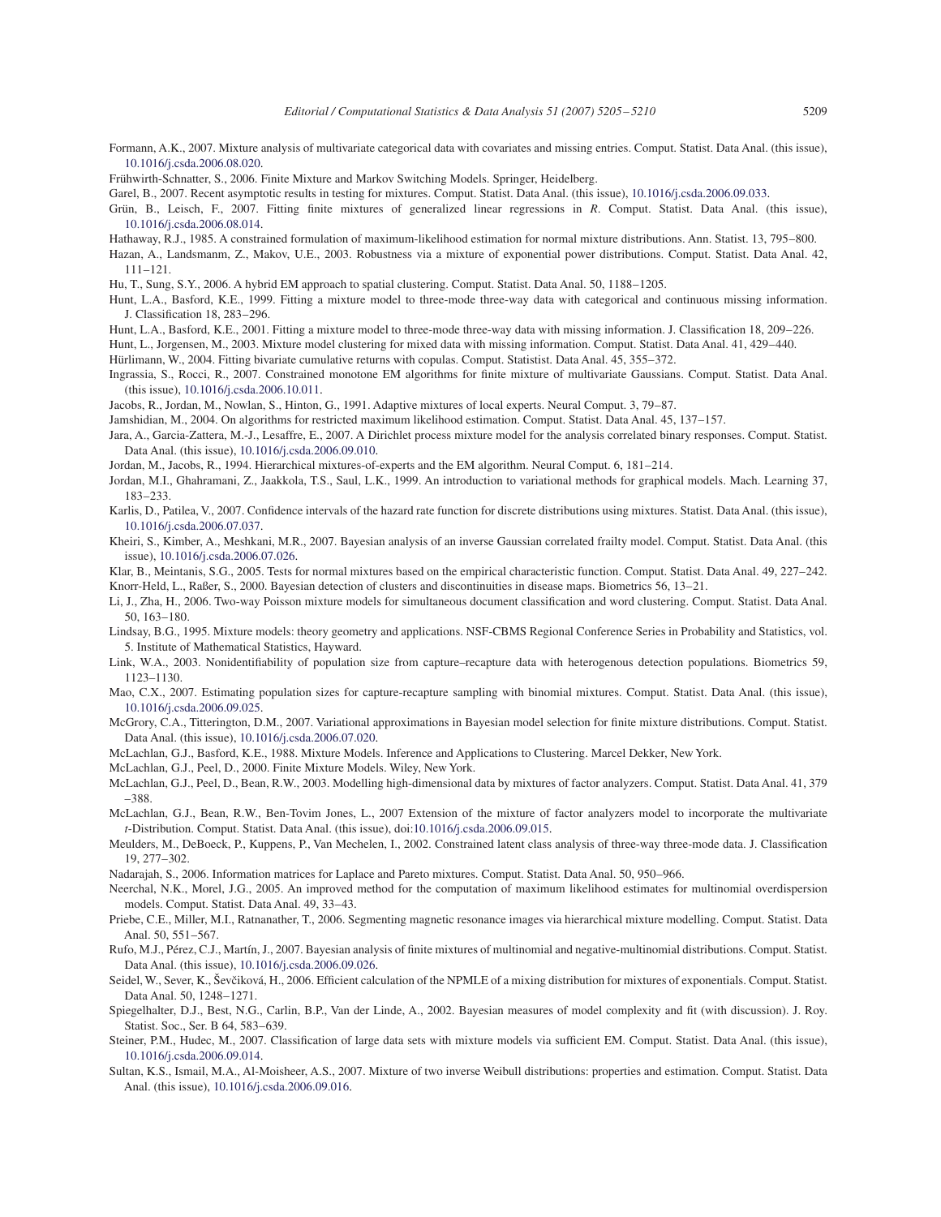Formann, A.K., 2007. Mixture analysis of multivariate categorical data with covariates and missing entries. Comput. Statist. Data Anal. (this issue), 10.1016/j.csda.2006.08.020.

Frühwirth-Schnatter, S., 2006. Finite Mixture and Markov Switching Models. Springer, Heidelberg.

Garel, B., 2007. Recent asymptotic results in testing for mixtures. Comput. Statist. Data Anal. (this issue), 10.1016/j.csda.2006.09.033.

Grün, B., Leisch, F., 2007. Fitting finite mixtures of generalized linear regressions in *R*. Comput. Statist. Data Anal. (this issue), 10.1016/j.csda.2006.08.014.

Hathaway, R.J., 1985. A constrained formulation of maximum-likelihood estimation for normal mixture distributions. Ann. Statist. 13, 795–800.

Hazan, A., Landsmanm, Z., Makov, U.E., 2003. Robustness via a mixture of exponential power distributions. Comput. Statist. Data Anal. 42, 111–121.

Hu, T., Sung, S.Y., 2006. A hybrid EM approach to spatial clustering. Comput. Statist. Data Anal. 50, 1188–1205.

Hunt, L.A., Basford, K.E., 1999. Fitting a mixture model to three-mode three-way data with categorical and continuous missing information. J. Classification 18, 283–296.

Hunt, L.A., Basford, K.E., 2001. Fitting a mixture model to three-mode three-way data with missing information. J. Classification 18, 209–226.

Hunt, L., Jorgensen, M., 2003. Mixture model clustering for mixed data with missing information. Comput. Statist. Data Anal. 41, 429–440.

Hürlimann, W., 2004. Fitting bivariate cumulative returns with copulas. Comput. Statistist. Data Anal. 45, 355–372.

Ingrassia, S., Rocci, R., 2007. Constrained monotone EM algorithms for finite mixture of multivariate Gaussians. Comput. Statist. Data Anal. (this issue), 10.1016/j.csda.2006.10.011.

Jacobs, R., Jordan, M., Nowlan, S., Hinton, G., 1991. Adaptive mixtures of local experts. Neural Comput. 3, 79–87.

Jamshidian, M., 2004. On algorithms for restricted maximum likelihood estimation. Comput. Statist. Data Anal. 45, 137–157.

Jara, A., Garcia-Zattera, M.-J., Lesaffre, E., 2007. A Dirichlet process mixture model for the analysis correlated binary responses. Comput. Statist. Data Anal. (this issue), 10.1016/j.csda.2006.09.010.

Jordan, M., Jacobs, R., 1994. Hierarchical mixtures-of-experts and the EM algorithm. Neural Comput. 6, 181–214.

Jordan, M.I., Ghahramani, Z., Jaakkola, T.S., Saul, L.K., 1999. An introduction to variational methods for graphical models. Mach. Learning 37, 183–233.

Karlis, D., Patilea, V., 2007. Confidence intervals of the hazard rate function for discrete distributions using mixtures. Statist. Data Anal. (this issue), 10.1016/j.csda.2006.07.037.

Kheiri, S., Kimber, A., Meshkani, M.R., 2007. Bayesian analysis of an inverse Gaussian correlated frailty model. Comput. Statist. Data Anal. (this issue), 10.1016/j.csda.2006.07.026.

Klar, B., Meintanis, S.G., 2005. Tests for normal mixtures based on the empirical characteristic function. Comput. Statist. Data Anal. 49, 227–242.

Knorr-Held, L., Raßer, S., 2000. Bayesian detection of clusters and discontinuities in disease maps. Biometrics 56, 13–21.

Li, J., Zha, H., 2006. Two-way Poisson mixture models for simultaneous document classification and word clustering. Comput. Statist. Data Anal. 50, 163–180.

Lindsay, B.G., 1995. Mixture models: theory geometry and applications. NSF-CBMS Regional Conference Series in Probability and Statistics, vol. 5. Institute of Mathematical Statistics, Hayward.

Link, W.A., 2003. Nonidentifiability of population size from capture–recapture data with heterogenous detection populations. Biometrics 59, 1123–1130.

Mao, C.X., 2007. Estimating population sizes for capture-recapture sampling with binomial mixtures. Comput. Statist. Data Anal. (this issue), 10.1016/j.csda.2006.09.025.

McGrory, C.A., Titterington, D.M., 2007. Variational approximations in Bayesian model selection for finite mixture distributions. Comput. Statist. Data Anal. (this issue), 10.1016/j.csda.2006.07.020.

McLachlan, G.J., Basford, K.E., 1988. Mixture Models. Inference and Applications to Clustering. Marcel Dekker, New York.

McLachlan, G.J., Peel, D., 2000. Finite Mixture Models. Wiley, New York.

McLachlan, G.J., Peel, D., Bean, R.W., 2003. Modelling high-dimensional data by mixtures of factor analyzers. Comput. Statist. Data Anal. 41, 379 –388.

McLachlan, G.J., Bean, R.W., Ben-Tovim Jones, L., 2007 Extension of the mixture of factor analyzers model to incorporate the multivariate *t*-Distribution. Comput. Statist. Data Anal. (this issue), doi:10.1016/j.csda.2006.09.015.

Meulders, M., DeBoeck, P., Kuppens, P., Van Mechelen, I., 2002. Constrained latent class analysis of three-way three-mode data. J. Classification 19, 277–302.

Nadarajah, S., 2006. Information matrices for Laplace and Pareto mixtures. Comput. Statist. Data Anal. 50, 950–966.

Neerchal, N.K., Morel, J.G., 2005. An improved method for the computation of maximum likelihood estimates for multinomial overdispersion models. Comput. Statist. Data Anal. 49, 33–43.

Priebe, C.E., Miller, M.I., Ratnanather, T., 2006. Segmenting magnetic resonance images via hierarchical mixture modelling. Comput. Statist. Data Anal. 50, 551–567.

Rufo, M.J., Pérez, C.J., Martín, J., 2007. Bayesian analysis of finite mixtures of multinomial and negative-multinomial distributions. Comput. Statist. Data Anal. (this issue), 10.1016/j.csda.2006.09.026.

Seidel, W., Sever, K., Ševčíková, H., 2006. Efficient calculation of the NPMLE of a mixing distribution for mixtures of exponentials. Comput. Statist. Data Anal. 50, 1248–1271.

Spiegelhalter, D.J., Best, N.G., Carlin, B.P., Van der Linde, A., 2002. Bayesian measures of model complexity and fit (with discussion). J. Roy. Statist. Soc., Ser. B 64, 583–639.

Steiner, P.M., Hudec, M., 2007. Classification of large data sets with mixture models via sufficient EM. Comput. Statist. Data Anal. (this issue), 10.1016/j.csda.2006.09.014.

Sultan, K.S., Ismail, M.A., Al-Moisheer, A.S., 2007. Mixture of two inverse Weibull distributions: properties and estimation. Comput. Statist. Data Anal. (this issue), 10.1016/j.csda.2006.09.016.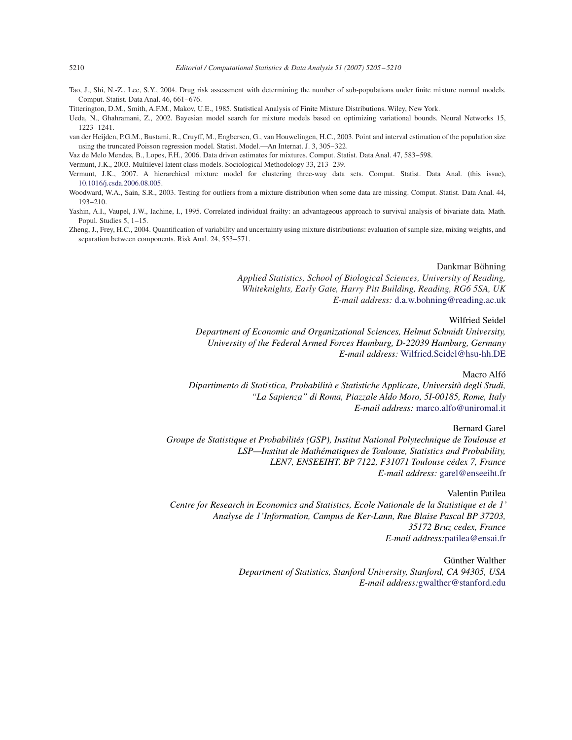Tao, J., Shi, N.-Z., Lee, S.Y., 2004. Drug risk assessment with determining the number of sub-populations under finite mixture normal models. Comput. Statist. Data Anal. 46, 661–676.

Titterington, D.M., Smith, A.F.M., Makov, U.E., 1985. Statistical Analysis of Finite Mixture Distributions. Wiley, New York.

Ueda, N., Ghahramani, Z., 2002. Bayesian model search for mixture models based on optimizing variational bounds. Neural Networks 15, 1223–1241.

van der Heijden, P.G.M., Bustami, R., Cruyff, M., Engbersen, G., van Houwelingen, H.C., 2003. Point and interval estimation of the population size using the truncated Poisson regression model. Statist. Model.—An Internat. J. 3, 305–322.

Vaz de Melo Mendes, B., Lopes, F.H., 2006. Data driven estimates for mixtures. Comput. Statist. Data Anal. 47, 583–598.

Vermunt, J.K., 2003. Multilevel latent class models. Sociological Methodology 33, 213–239.

Vermunt, J.K., 2007. A hierarchical mixture model for clustering three-way data sets. Comput. Statist. Data Anal. (this issue), 10.1016/j.csda.2006.08.005.

Woodward, W.A., Sain, S.R., 2003. Testing for outliers from a mixture distribution when some data are missing. Comput. Statist. Data Anal. 44, 193–210.

Yashin, A.I., Vaupel, J.W., Iachine, I., 1995. Correlated individual frailty: an advantageous approach to survival analysis of bivariate data. Math. Popul. Studies 5, 1–15.

Zheng, J., Frey, H.C., 2004. Quantification of variability and uncertainty using mixture distributions: evaluation of sample size, mixing weights, and separation between components. Risk Anal. 24, 553–571.

Dankmar Böhning
*Applied Statistics, School of Biological Sciences, University of Reading, Whiteknights, Early Gate, Harry Pitt Building, Reading, RG6 5SA, UK*
*E-mail address:* d.a.w.bohning@reading.ac.uk

Wilfried Seidel
*Department of Economic and Organizational Sciences, Helmut Schmidt University, University of the Federal Armed Forces Hamburg, D-22039 Hamburg, Germany*
*E-mail address:* Wilfried.Seidel@hsu-hh.DE

Macro Alfó
*Dipartimento di Statistica, Probabilità e Statistiche Applicate, Università degli Studi, "La Sapienza" di Roma, Piazzale Aldo Moro, 5I-00185, Rome, Italy*
*E-mail address:* marco.alfo@uniroma1.it

Bernard Garel
*Groupe de Statistique et Probabilités (GSP), Institut National Polytechnique de Toulouse et LSP—Institut de Mathématiques de Toulouse, Statistics and Probability, LEN7, ENSEEIHT, BP 7122, F31071 Toulouse cédex 7, France*
*E-mail address:* garel@enseeiht.fr

Valentin Patilea
*Centre for Research in Economics and Statistics, Ecole Nationale de la Statistique et de 1' Analyse de 1'Information, Campus de Ker-Lann, Rue Blaise Pascal BP 37203, 35172 Bruz cedex, France*
*E-mail address:*patilea@ensai.fr

Günther Walther
*Department of Statistics, Stanford University, Stanford, CA 94305, USA*
*E-mail address:*gwalther@stanford.edu